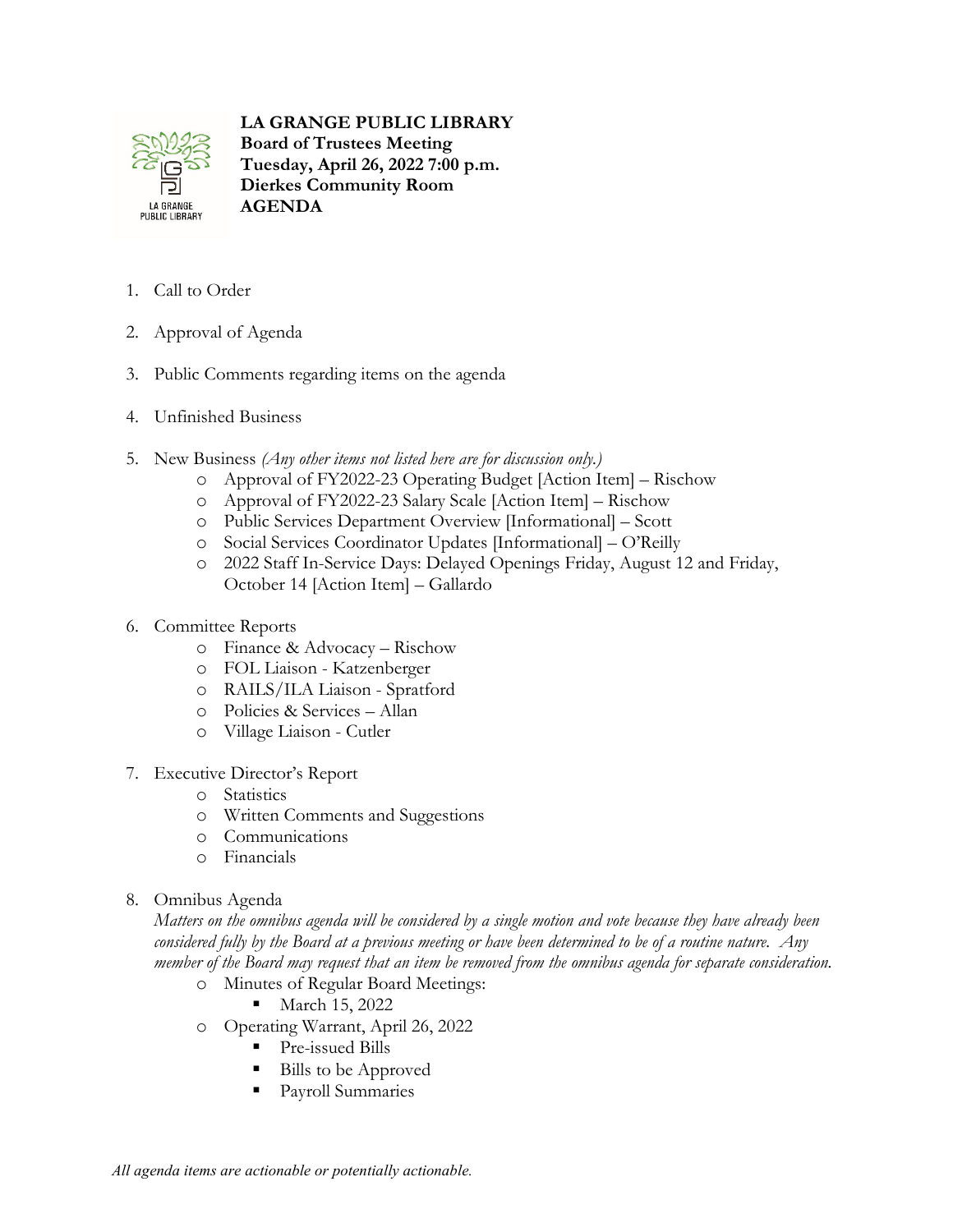**LA GRANGE PUBLIC LIBRARY**
**Board of Trustees Meeting**
**Tuesday, April 26, 2022 7:00 p.m.**
**Dierkes Community Room**
**AGENDA**

1. Call to Order

2. Approval of Agenda

3. Public Comments regarding items on the agenda

4. Unfinished Business

5. New Business *(Any other items not listed here are for discussion only.)*
   - Approval of FY2022-23 Operating Budget [Action Item] – Rischow
   - Approval of FY2022-23 Salary Scale [Action Item] – Rischow
   - Public Services Department Overview [Informational] – Scott
   - Social Services Coordinator Updates [Informational] – O'Reilly
   - 2022 Staff In-Service Days: Delayed Openings Friday, August 12 and Friday, October 14 [Action Item] – Gallardo

6. Committee Reports
   - Finance & Advocacy – Rischow
   - FOL Liaison - Katzenberger
   - RAILS/ILA Liaison - Spratford
   - Policies & Services – Allan
   - Village Liaison - Cutler

7. Executive Director's Report
   - Statistics
   - Written Comments and Suggestions
   - Communications
   - Financials

8. Omnibus Agenda
   *Matters on the omnibus agenda will be considered by a single motion and vote because they have already been considered fully by the Board at a previous meeting or have been determined to be of a routine nature. Any member of the Board may request that an item be removed from the omnibus agenda for separate consideration.*
   - Minutes of Regular Board Meetings:
     - March 15, 2022
   - Operating Warrant, April 26, 2022
     - Pre-issued Bills
     - Bills to be Approved
     - Payroll Summaries

*All agenda items are actionable or potentially actionable.*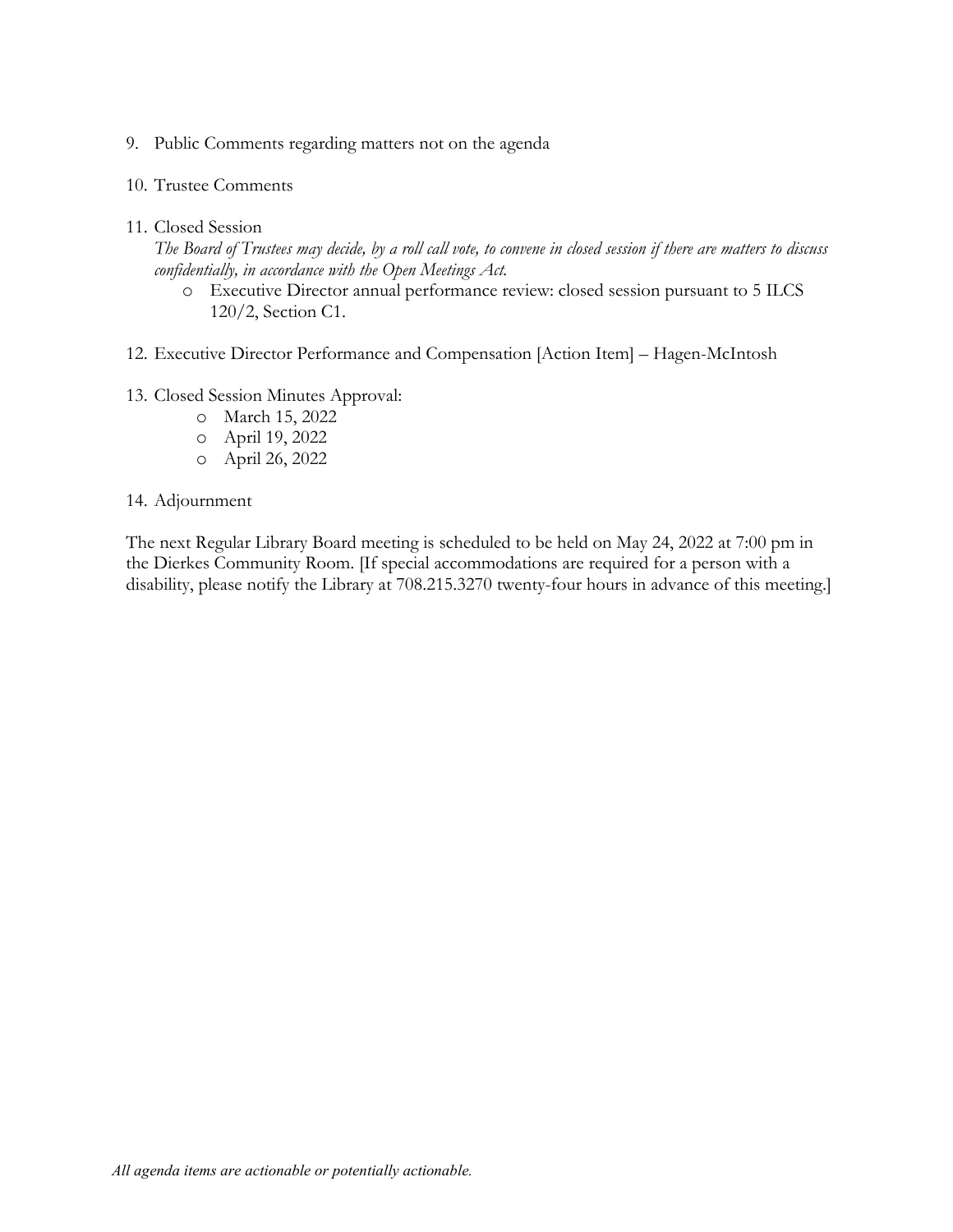9. Public Comments regarding matters not on the agenda

10. Trustee Comments

11. Closed Session
    *The Board of Trustees may decide, by a roll call vote, to convene in closed session if there are matters to discuss confidentially, in accordance with the Open Meetings Act.*
    - Executive Director annual performance review: closed session pursuant to 5 ILCS 120/2, Section C1.

12. Executive Director Performance and Compensation [Action Item] – Hagen-McIntosh

13. Closed Session Minutes Approval:
    - March 15, 2022
    - April 19, 2022
    - April 26, 2022

14. Adjournment

The next Regular Library Board meeting is scheduled to be held on May 24, 2022 at 7:00 pm in the Dierkes Community Room. [If special accommodations are required for a person with a disability, please notify the Library at 708.215.3270 twenty-four hours in advance of this meeting.]

*All agenda items are actionable or potentially actionable.*